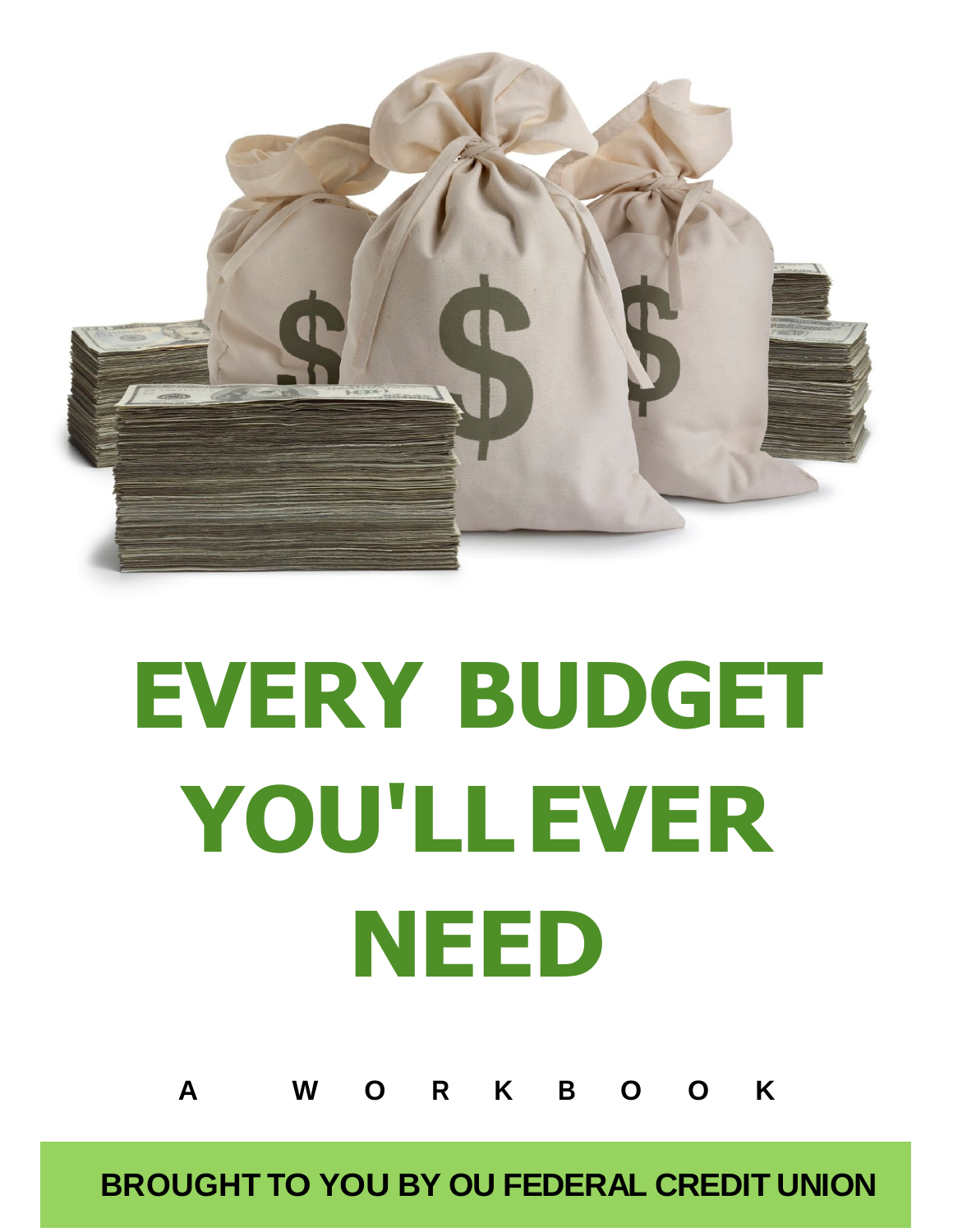# EVERY BUDGET YOU'LL EVER NEED

**A WORKBOOK**

**BROUGHT TO YOU BY OU FEDERAL CREDIT UNION**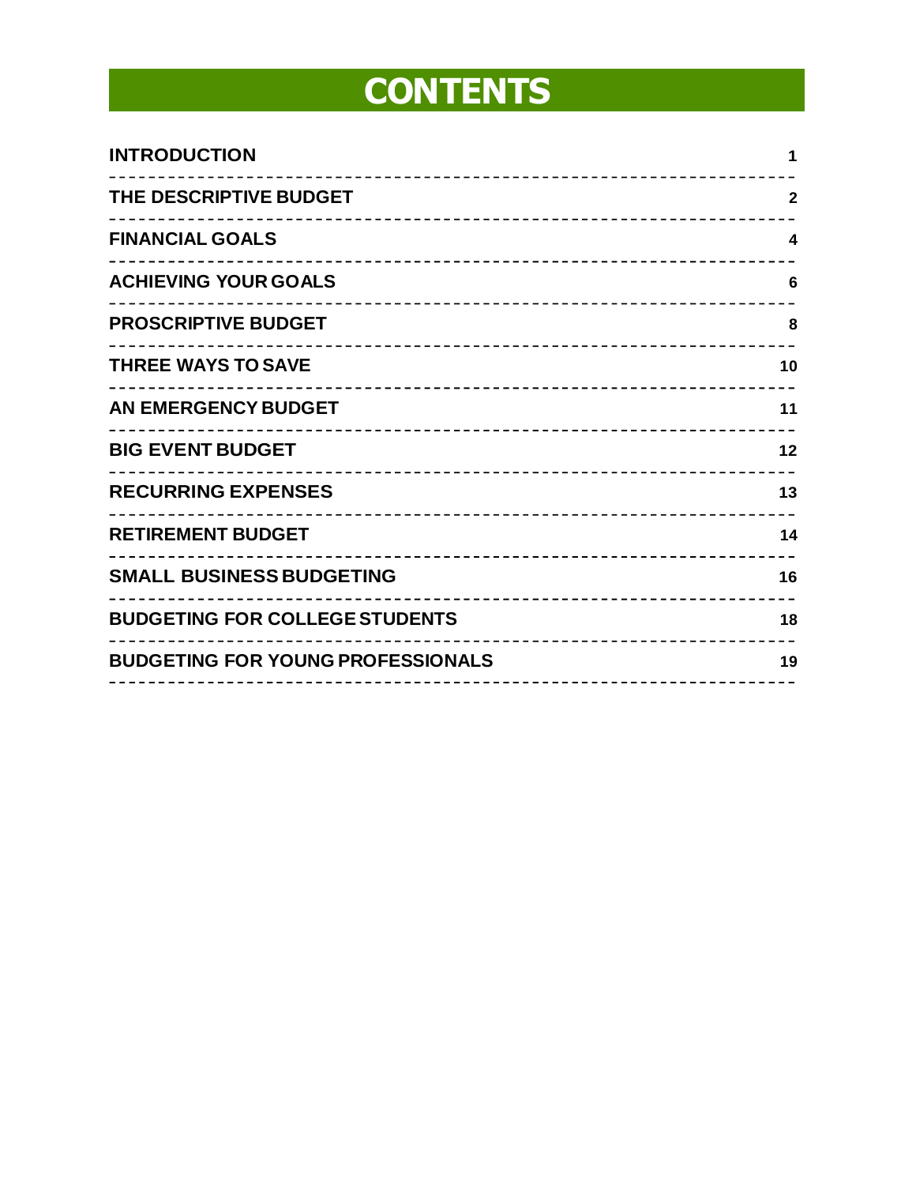# CONTENTS

| | |
|---|---|
| **INTRODUCTION** | **1** |
| **THE DESCRIPTIVE BUDGET** | **2** |
| **FINANCIAL GOALS** | **4** |
| **ACHIEVING YOUR GOALS** | **6** |
| **PROSCRIPTIVE BUDGET** | **8** |
| **THREE WAYS TO SAVE** | **10** |
| **AN EMERGENCY BUDGET** | **11** |
| **BIG EVENT BUDGET** | **12** |
| **RECURRING EXPENSES** | **13** |
| **RETIREMENT BUDGET** | **14** |
| **SMALL BUSINESS BUDGETING** | **16** |
| **BUDGETING FOR COLLEGE STUDENTS** | **18** |
| **BUDGETING FOR YOUNG PROFESSIONALS** | **19** |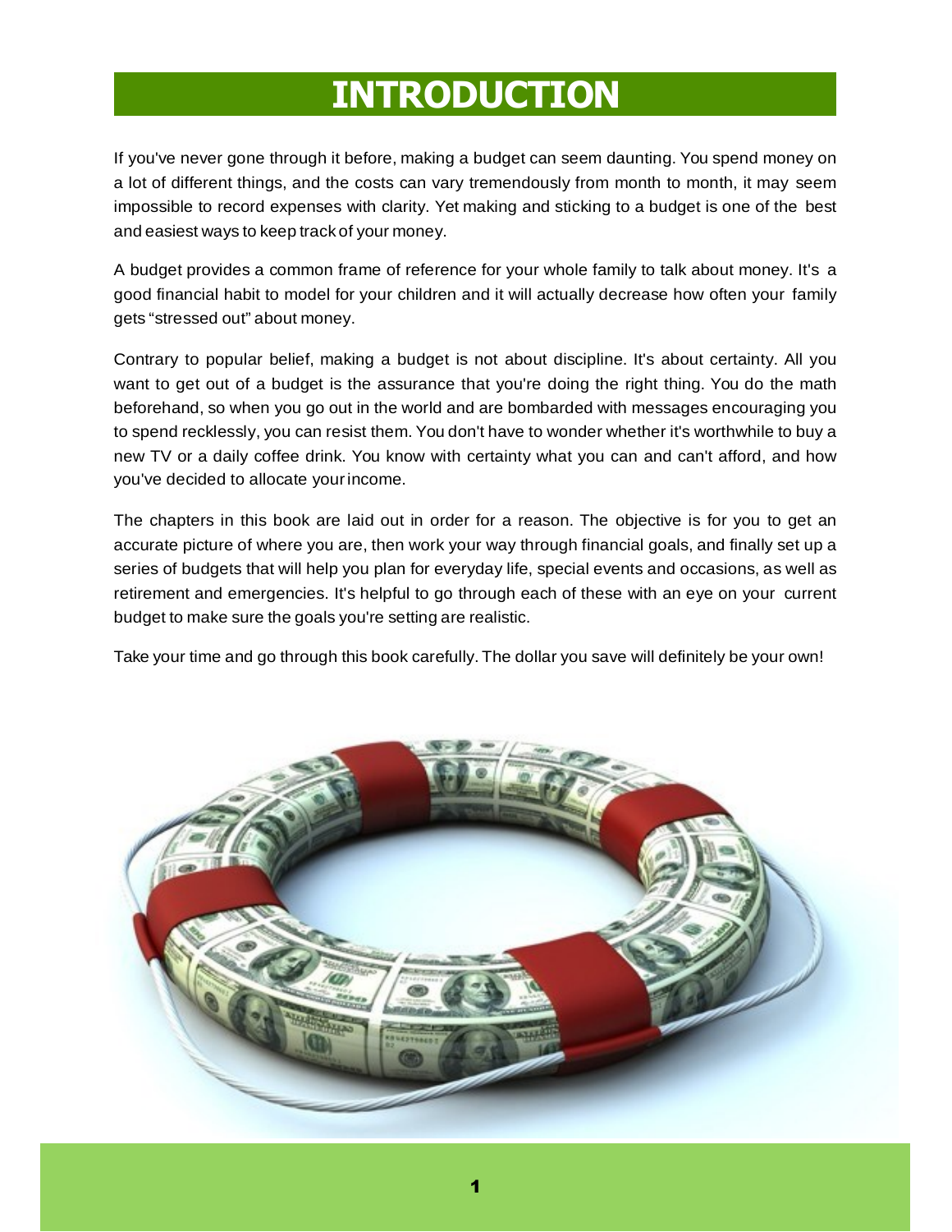# INTRODUCTION

If you've never gone through it before, making a budget can seem daunting. You spend money on a lot of different things, and the costs can vary tremendously from month to month, it may seem impossible to record expenses with clarity. Yet making and sticking to a budget is one of the best and easiest ways to keep track of your money.

A budget provides a common frame of reference for your whole family to talk about money. It's a good financial habit to model for your children and it will actually decrease how often your family gets "stressed out" about money.

Contrary to popular belief, making a budget is not about discipline. It's about certainty. All you want to get out of a budget is the assurance that you're doing the right thing. You do the math beforehand, so when you go out in the world and are bombarded with messages encouraging you to spend recklessly, you can resist them. You don't have to wonder whether it's worthwhile to buy a new TV or a daily coffee drink. You know with certainty what you can and can't afford, and how you've decided to allocate your income.

The chapters in this book are laid out in order for a reason. The objective is for you to get an accurate picture of where you are, then work your way through financial goals, and finally set up a series of budgets that will help you plan for everyday life, special events and occasions, as well as retirement and emergencies. It's helpful to go through each of these with an eye on your current budget to make sure the goals you're setting are realistic.

Take your time and go through this book carefully. The dollar you save will definitely be your own!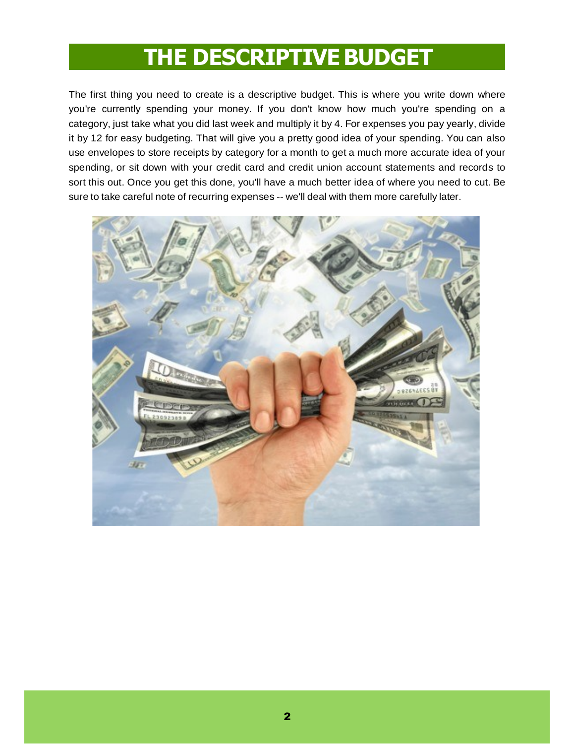# THE DESCRIPTIVE BUDGET

The first thing you need to create is a descriptive budget. This is where you write down where you're currently spending your money. If you don't know how much you're spending on a category, just take what you did last week and multiply it by 4. For expenses you pay yearly, divide it by 12 for easy budgeting. That will give you a pretty good idea of your spending. You can also use envelopes to store receipts by category for a month to get a much more accurate idea of your spending, or sit down with your credit card and credit union account statements and records to sort this out. Once you get this done, you'll have a much better idea of where you need to cut. Be sure to take careful note of recurring expenses -- we'll deal with them more carefully later.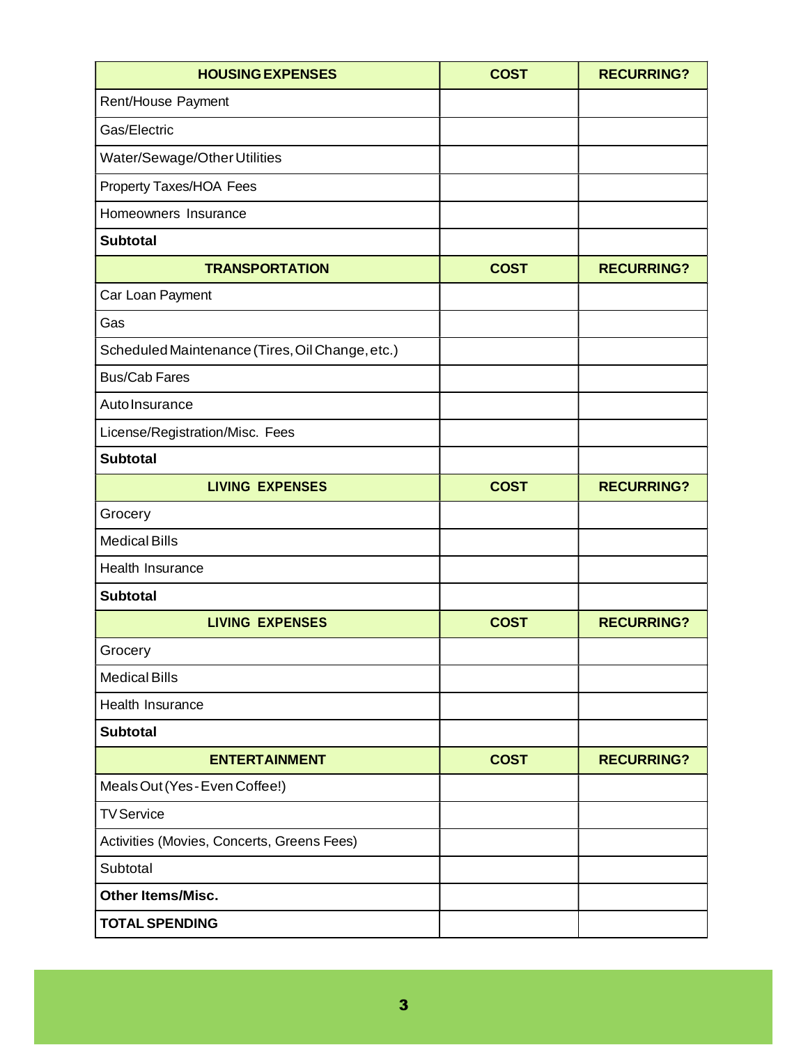| HOUSING EXPENSES | COST | RECURRING? |
|---|---|---|
| Rent/House Payment | | |
| Gas/Electric | | |
| Water/Sewage/Other Utilities | | |
| Property Taxes/HOA Fees | | |
| Homeowners Insurance | | |
| **Subtotal** | | |
| **TRANSPORTATION** | **COST** | **RECURRING?** |
| Car Loan Payment | | |
| Gas | | |
| Scheduled Maintenance (Tires, Oil Change, etc.) | | |
| Bus/Cab Fares | | |
| Auto Insurance | | |
| License/Registration/Misc. Fees | | |
| **Subtotal** | | |
| **LIVING EXPENSES** | **COST** | **RECURRING?** |
| Grocery | | |
| Medical Bills | | |
| Health Insurance | | |
| **Subtotal** | | |
| **LIVING EXPENSES** | **COST** | **RECURRING?** |
| Grocery | | |
| Medical Bills | | |
| Health Insurance | | |
| **Subtotal** | | |
| **ENTERTAINMENT** | **COST** | **RECURRING?** |
| Meals Out (Yes - Even Coffee!) | | |
| TV Service | | |
| Activities (Movies, Concerts, Greens Fees) | | |
| Subtotal | | |
| **Other Items/Misc.** | | |
| **TOTAL SPENDING** | | |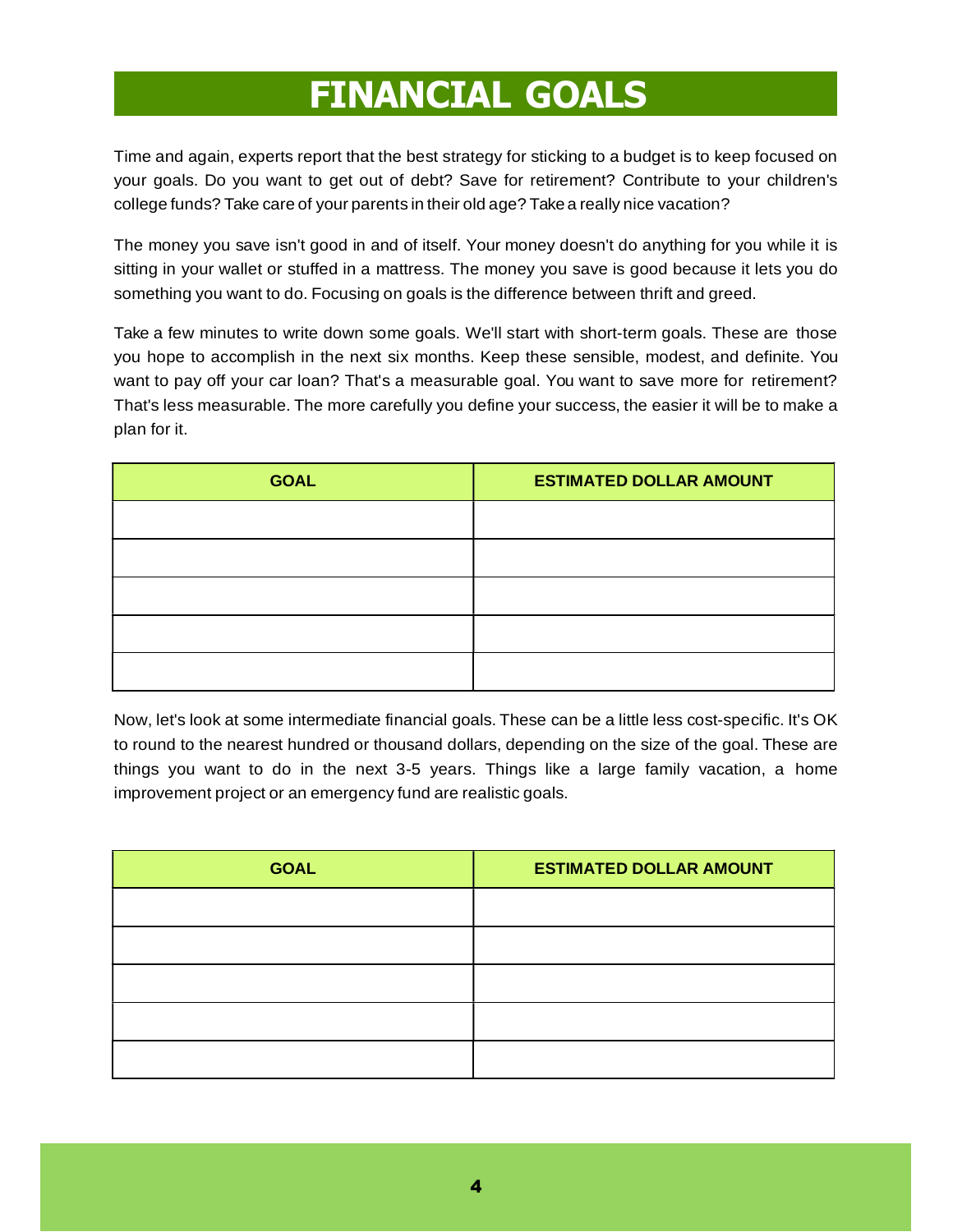# FINANCIAL GOALS

Time and again, experts report that the best strategy for sticking to a budget is to keep focused on your goals. Do you want to get out of debt? Save for retirement? Contribute to your children's college funds? Take care of your parents in their old age? Take a really nice vacation?

The money you save isn't good in and of itself. Your money doesn't do anything for you while it is sitting in your wallet or stuffed in a mattress. The money you save is good because it lets you do something you want to do. Focusing on goals is the difference between thrift and greed.

Take a few minutes to write down some goals. We'll start with short-term goals. These are those you hope to accomplish in the next six months. Keep these sensible, modest, and definite. You want to pay off your car loan? That's a measurable goal. You want to save more for retirement? That's less measurable. The more carefully you define your success, the easier it will be to make a plan for it.

| GOAL | ESTIMATED DOLLAR AMOUNT |
|---|---|
| | |
| | |
| | |
| | |
| | |

Now, let's look at some intermediate financial goals. These can be a little less cost-specific. It's OK to round to the nearest hundred or thousand dollars, depending on the size of the goal. These are things you want to do in the next 3-5 years. Things like a large family vacation, a home improvement project or an emergency fund are realistic goals.

| GOAL | ESTIMATED DOLLAR AMOUNT |
|---|---|
| | |
| | |
| | |
| | |
| | |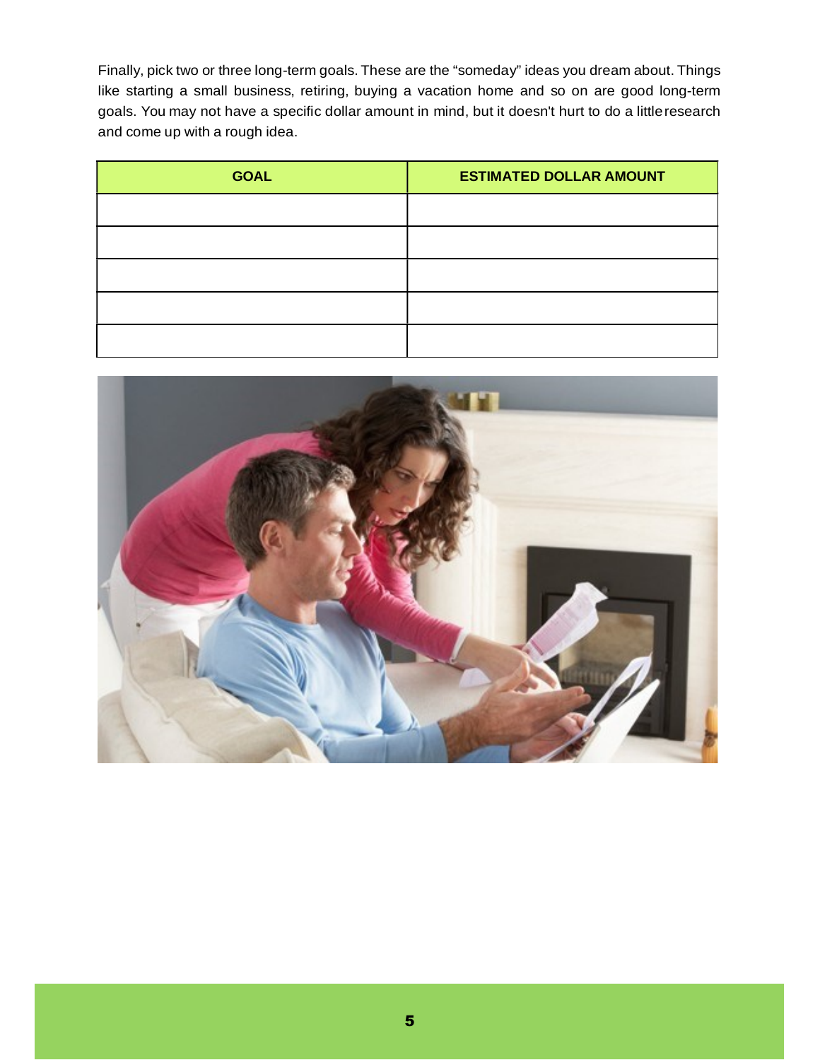Finally, pick two or three long-term goals. These are the "someday" ideas you dream about. Things like starting a small business, retiring, buying a vacation home and so on are good long-term goals. You may not have a specific dollar amount in mind, but it doesn't hurt to do a little research and come up with a rough idea.

| GOAL | ESTIMATED DOLLAR AMOUNT |
| --- | --- |
| | |
| | |
| | |
| | |
| | |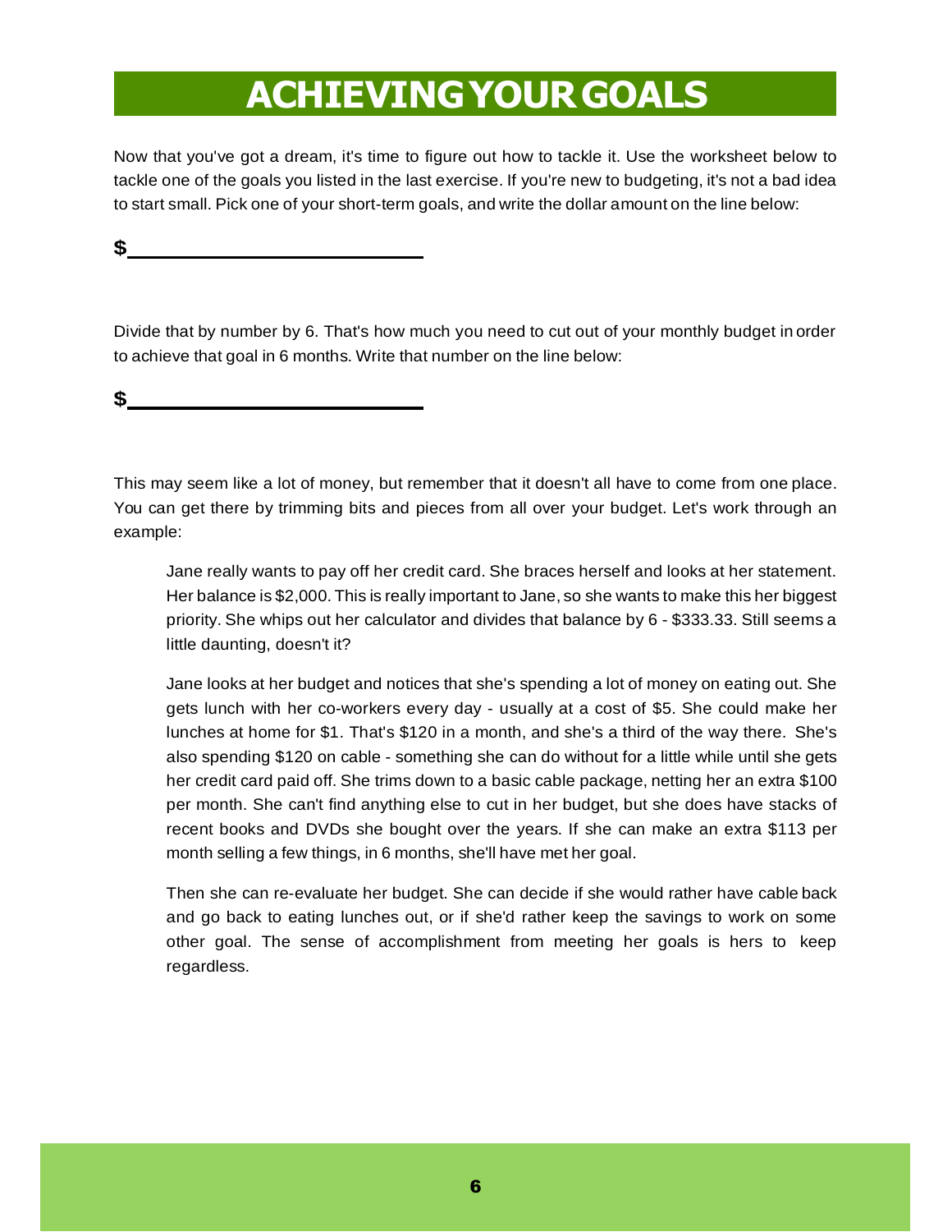# ACHIEVING YOUR GOALS

Now that you've got a dream, it's time to figure out how to tackle it. Use the worksheet below to tackle one of the goals you listed in the last exercise. If you're new to budgeting, it's not a bad idea to start small. Pick one of your short-term goals, and write the dollar amount on the line below:

**$**\_\_\_\_\_\_\_\_\_\_\_\_\_\_\_\_\_\_\_\_\_\_\_\_\_\_

Divide that by number by 6. That's how much you need to cut out of your monthly budget in order to achieve that goal in 6 months. Write that number on the line below:

**$**\_\_\_\_\_\_\_\_\_\_\_\_\_\_\_\_\_\_\_\_\_\_\_\_\_\_

This may seem like a lot of money, but remember that it doesn't all have to come from one place. You can get there by trimming bits and pieces from all over your budget. Let's work through an example:

> Jane really wants to pay off her credit card. She braces herself and looks at her statement. Her balance is $2,000. This is really important to Jane, so she wants to make this her biggest priority. She whips out her calculator and divides that balance by 6 - $333.33. Still seems a little daunting, doesn't it?
>
> Jane looks at her budget and notices that she's spending a lot of money on eating out. She gets lunch with her co-workers every day - usually at a cost of $5. She could make her lunches at home for $1. That's $120 in a month, and she's a third of the way there. She's also spending $120 on cable - something she can do without for a little while until she gets her credit card paid off. She trims down to a basic cable package, netting her an extra $100 per month. She can't find anything else to cut in her budget, but she does have stacks of recent books and DVDs she bought over the years. If she can make an extra $113 per month selling a few things, in 6 months, she'll have met her goal.
>
> Then she can re-evaluate her budget. She can decide if she would rather have cable back and go back to eating lunches out, or if she'd rather keep the savings to work on some other goal. The sense of accomplishment from meeting her goals is hers to keep regardless.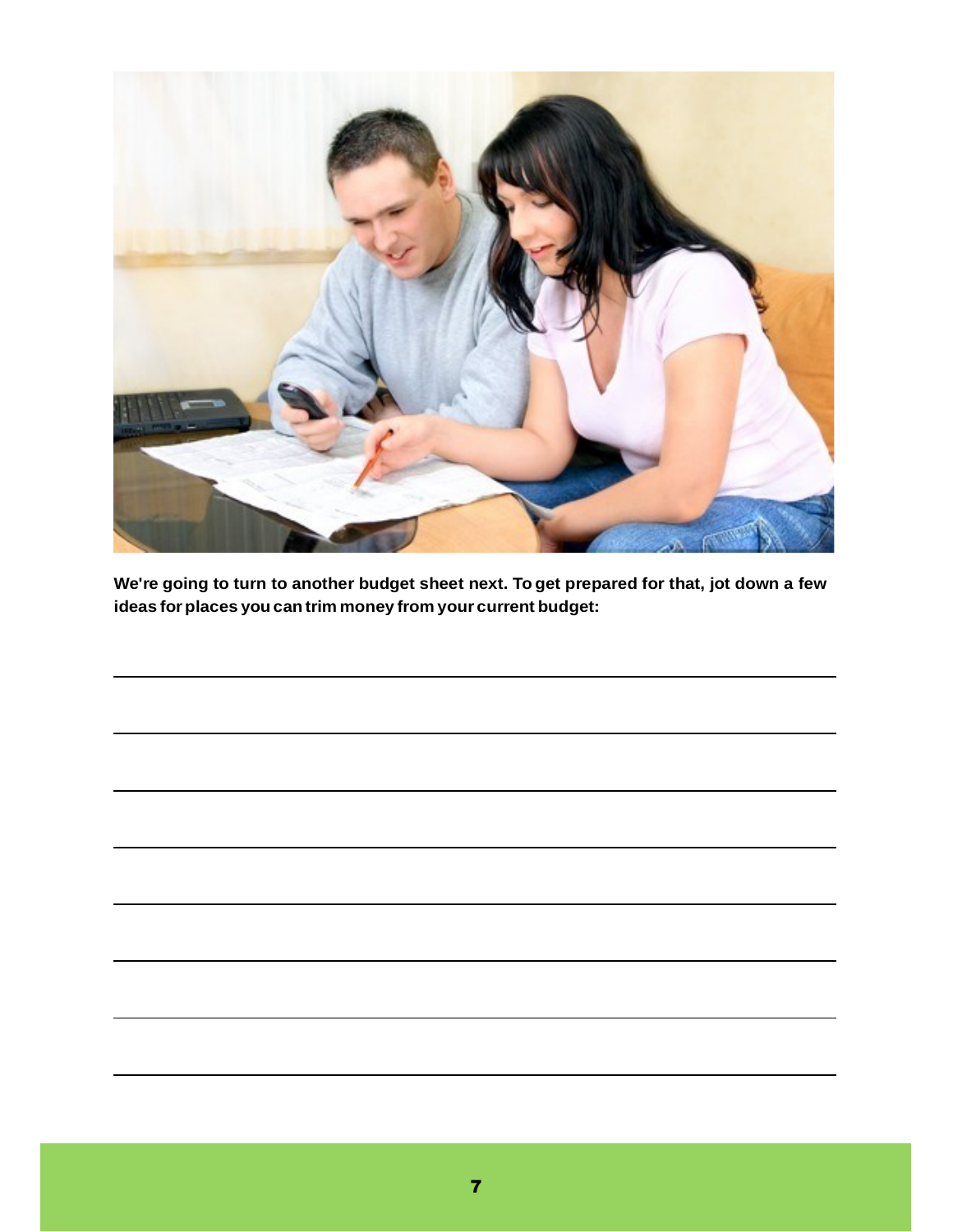**We're going to turn to another budget sheet next. To get prepared for that, jot down a few ideas for places you can trim money from your current budget:**

\_\_\_\_\_\_\_\_\_\_\_\_\_\_\_\_\_\_\_\_\_\_\_\_\_\_\_\_\_\_\_\_\_\_\_\_\_\_\_\_\_\_\_\_

\_\_\_\_\_\_\_\_\_\_\_\_\_\_\_\_\_\_\_\_\_\_\_\_\_\_\_\_\_\_\_\_\_\_\_\_\_\_\_\_\_\_\_\_

\_\_\_\_\_\_\_\_\_\_\_\_\_\_\_\_\_\_\_\_\_\_\_\_\_\_\_\_\_\_\_\_\_\_\_\_\_\_\_\_\_\_\_\_

\_\_\_\_\_\_\_\_\_\_\_\_\_\_\_\_\_\_\_\_\_\_\_\_\_\_\_\_\_\_\_\_\_\_\_\_\_\_\_\_\_\_\_\_

\_\_\_\_\_\_\_\_\_\_\_\_\_\_\_\_\_\_\_\_\_\_\_\_\_\_\_\_\_\_\_\_\_\_\_\_\_\_\_\_\_\_\_\_

\_\_\_\_\_\_\_\_\_\_\_\_\_\_\_\_\_\_\_\_\_\_\_\_\_\_\_\_\_\_\_\_\_\_\_\_\_\_\_\_\_\_\_\_

\_\_\_\_\_\_\_\_\_\_\_\_\_\_\_\_\_\_\_\_\_\_\_\_\_\_\_\_\_\_\_\_\_\_\_\_\_\_\_\_\_\_\_\_

\_\_\_\_\_\_\_\_\_\_\_\_\_\_\_\_\_\_\_\_\_\_\_\_\_\_\_\_\_\_\_\_\_\_\_\_\_\_\_\_\_\_\_\_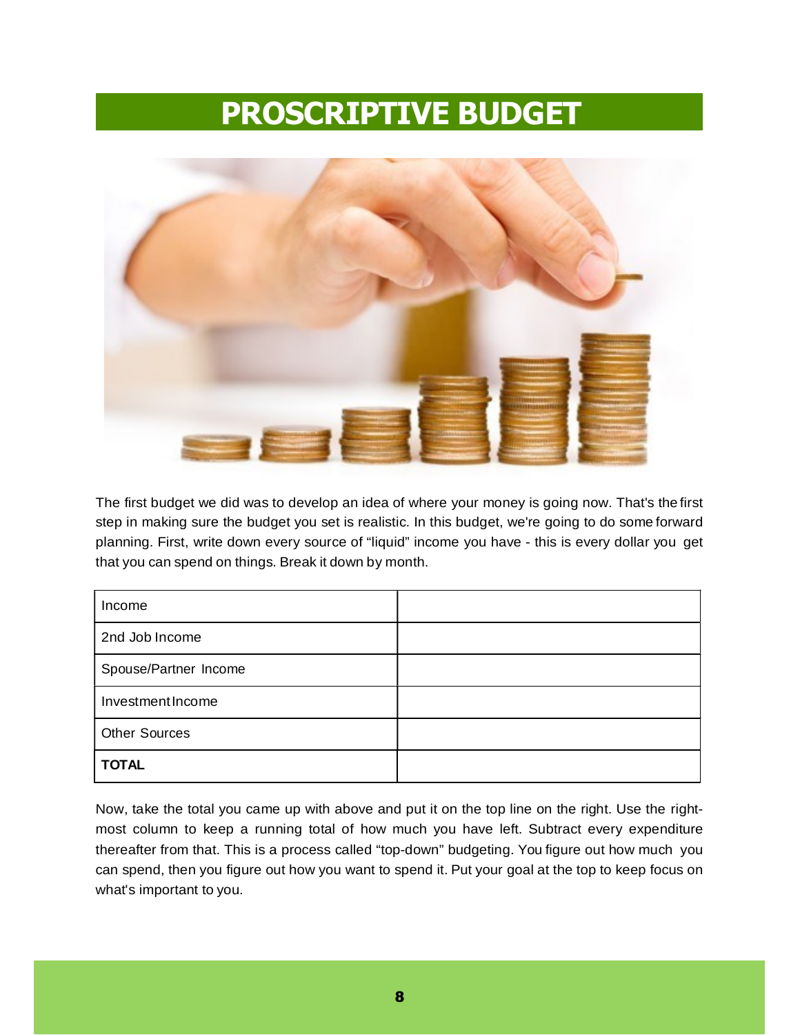# PROSCRIPTIVE BUDGET

The first budget we did was to develop an idea of where your money is going now. That's the first step in making sure the budget you set is realistic. In this budget, we're going to do some forward planning. First, write down every source of "liquid" income you have - this is every dollar you get that you can spend on things. Break it down by month.

| | |
|---|---|
| Income | |
| 2nd Job Income | |
| Spouse/Partner Income | |
| Investment Income | |
| Other Sources | |
| **TOTAL** | |

Now, take the total you came up with above and put it on the top line on the right. Use the right-most column to keep a running total of how much you have left. Subtract every expenditure thereafter from that. This is a process called "top-down" budgeting. You figure out how much you can spend, then you figure out how you want to spend it. Put your goal at the top to keep focus on what's important to you.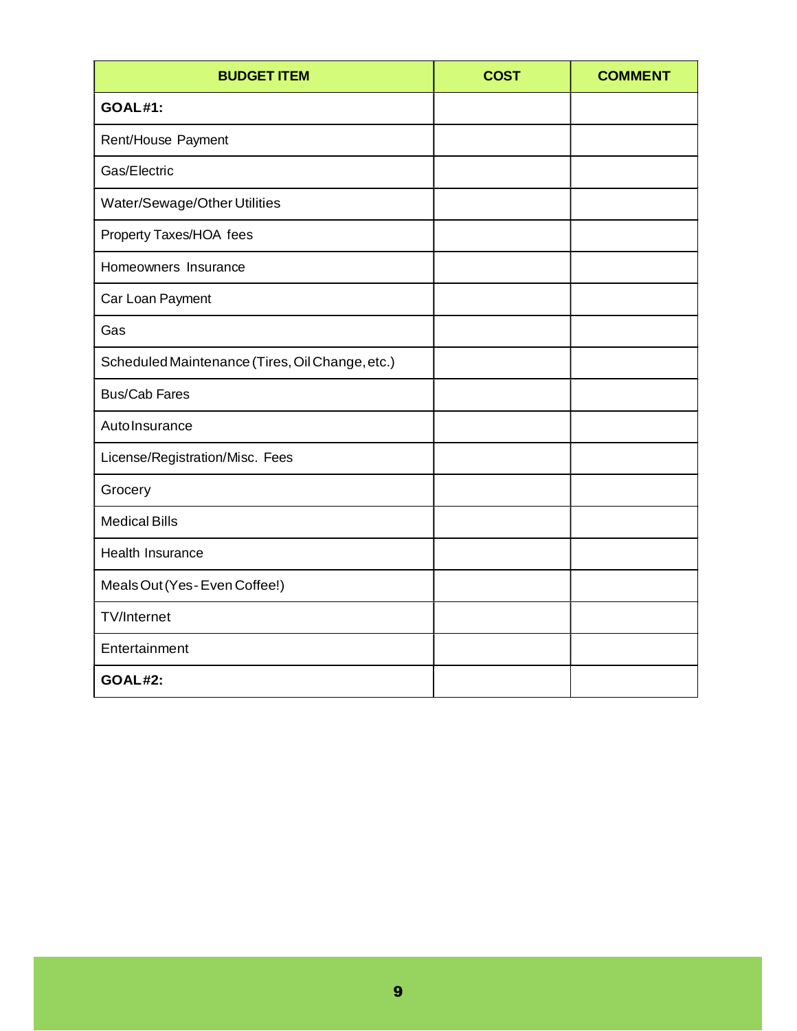| BUDGET ITEM | COST | COMMENT |
| --- | --- | --- |
| **GOAL #1:** | | |
| Rent/House Payment | | |
| Gas/Electric | | |
| Water/Sewage/Other Utilities | | |
| Property Taxes/HOA fees | | |
| Homeowners Insurance | | |
| Car Loan Payment | | |
| Gas | | |
| Scheduled Maintenance (Tires, Oil Change, etc.) | | |
| Bus/Cab Fares | | |
| Auto Insurance | | |
| License/Registration/Misc. Fees | | |
| Grocery | | |
| Medical Bills | | |
| Health Insurance | | |
| Meals Out (Yes - Even Coffee!) | | |
| TV/Internet | | |
| Entertainment | | |
| **GOAL #2:** | | |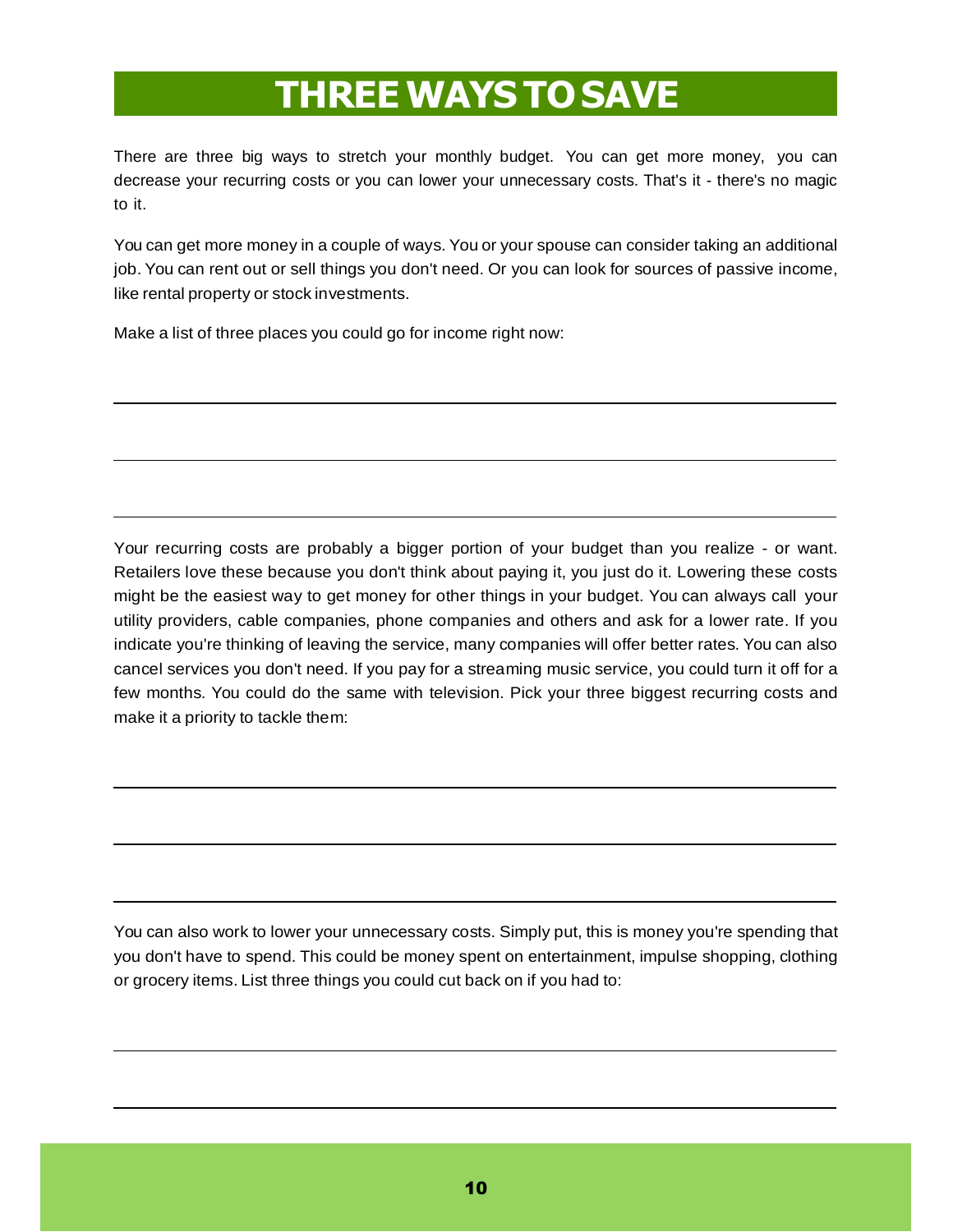# THREE WAYS TO SAVE

There are three big ways to stretch your monthly budget. You can get more money, you can decrease your recurring costs or you can lower your unnecessary costs. That's it - there's no magic to it.

You can get more money in a couple of ways. You or your spouse can consider taking an additional job. You can rent out or sell things you don't need. Or you can look for sources of passive income, like rental property or stock investments.

Make a list of three places you could go for income right now:

\_\_\_\_\_\_\_\_\_\_\_\_\_\_\_\_\_\_\_\_\_\_\_\_\_\_\_\_\_\_\_\_\_\_\_\_\_\_\_\_

\_\_\_\_\_\_\_\_\_\_\_\_\_\_\_\_\_\_\_\_\_\_\_\_\_\_\_\_\_\_\_\_\_\_\_\_\_\_\_\_

\_\_\_\_\_\_\_\_\_\_\_\_\_\_\_\_\_\_\_\_\_\_\_\_\_\_\_\_\_\_\_\_\_\_\_\_\_\_\_\_

Your recurring costs are probably a bigger portion of your budget than you realize - or want. Retailers love these because you don't think about paying it, you just do it. Lowering these costs might be the easiest way to get money for other things in your budget. You can always call your utility providers, cable companies, phone companies and others and ask for a lower rate. If you indicate you're thinking of leaving the service, many companies will offer better rates. You can also cancel services you don't need. If you pay for a streaming music service, you could turn it off for a few months. You could do the same with television. Pick your three biggest recurring costs and make it a priority to tackle them:

\_\_\_\_\_\_\_\_\_\_\_\_\_\_\_\_\_\_\_\_\_\_\_\_\_\_\_\_\_\_\_\_\_\_\_\_\_\_\_\_

\_\_\_\_\_\_\_\_\_\_\_\_\_\_\_\_\_\_\_\_\_\_\_\_\_\_\_\_\_\_\_\_\_\_\_\_\_\_\_\_

\_\_\_\_\_\_\_\_\_\_\_\_\_\_\_\_\_\_\_\_\_\_\_\_\_\_\_\_\_\_\_\_\_\_\_\_\_\_\_\_

You can also work to lower your unnecessary costs. Simply put, this is money you're spending that you don't have to spend. This could be money spent on entertainment, impulse shopping, clothing or grocery items. List three things you could cut back on if you had to:

\_\_\_\_\_\_\_\_\_\_\_\_\_\_\_\_\_\_\_\_\_\_\_\_\_\_\_\_\_\_\_\_\_\_\_\_\_\_\_\_

\_\_\_\_\_\_\_\_\_\_\_\_\_\_\_\_\_\_\_\_\_\_\_\_\_\_\_\_\_\_\_\_\_\_\_\_\_\_\_\_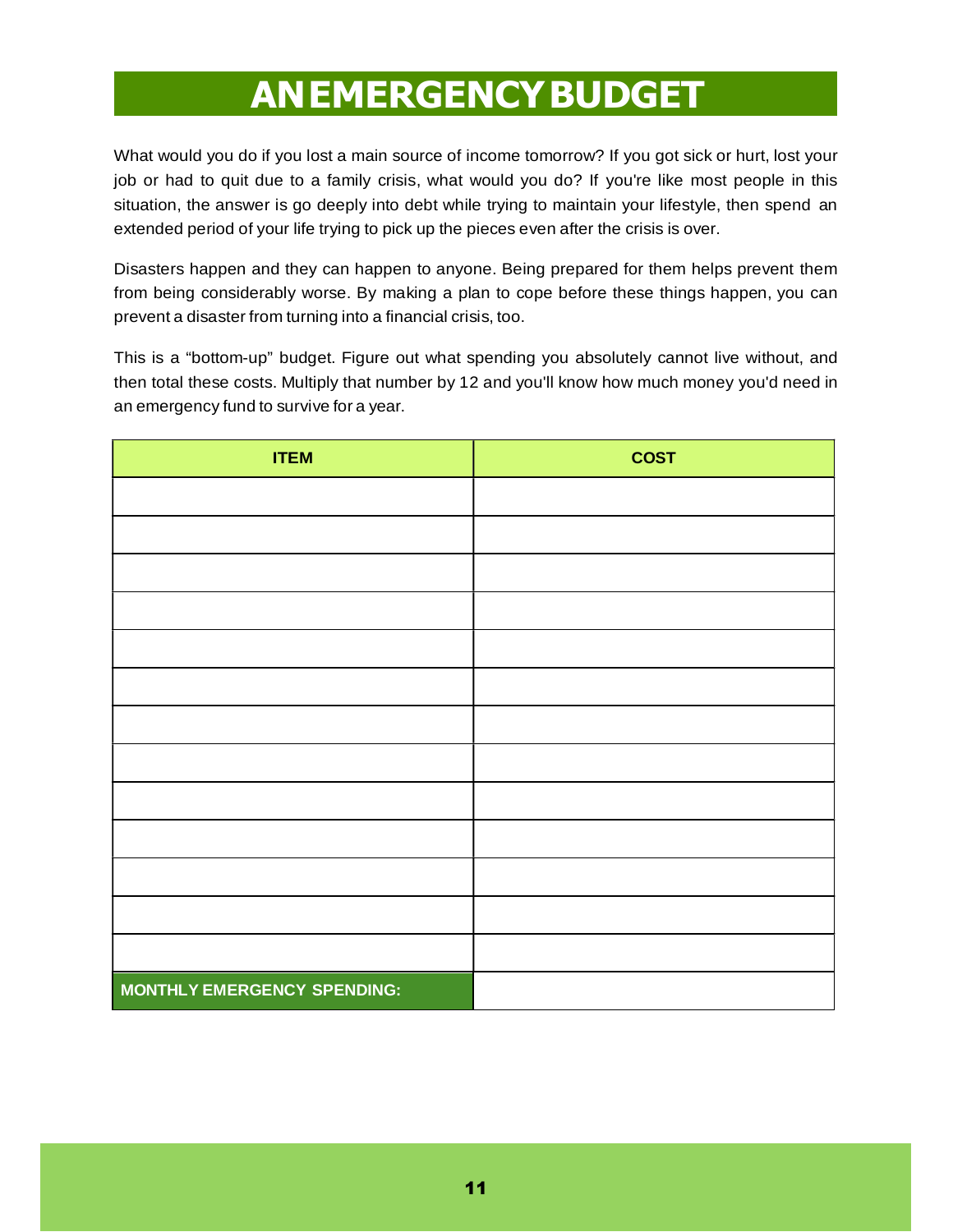# AN EMERGENCY BUDGET

What would you do if you lost a main source of income tomorrow? If you got sick or hurt, lost your job or had to quit due to a family crisis, what would you do? If you're like most people in this situation, the answer is go deeply into debt while trying to maintain your lifestyle, then spend an extended period of your life trying to pick up the pieces even after the crisis is over.

Disasters happen and they can happen to anyone. Being prepared for them helps prevent them from being considerably worse. By making a plan to cope before these things happen, you can prevent a disaster from turning into a financial crisis, too.

This is a "bottom-up" budget. Figure out what spending you absolutely cannot live without, and then total these costs. Multiply that number by 12 and you'll know how much money you'd need in an emergency fund to survive for a year.

| ITEM | COST |
|---|---|
| | |
| | |
| | |
| | |
| | |
| | |
| | |
| | |
| | |
| | |
| | |
| | |
| | |
| **MONTHLY EMERGENCY SPENDING:** | |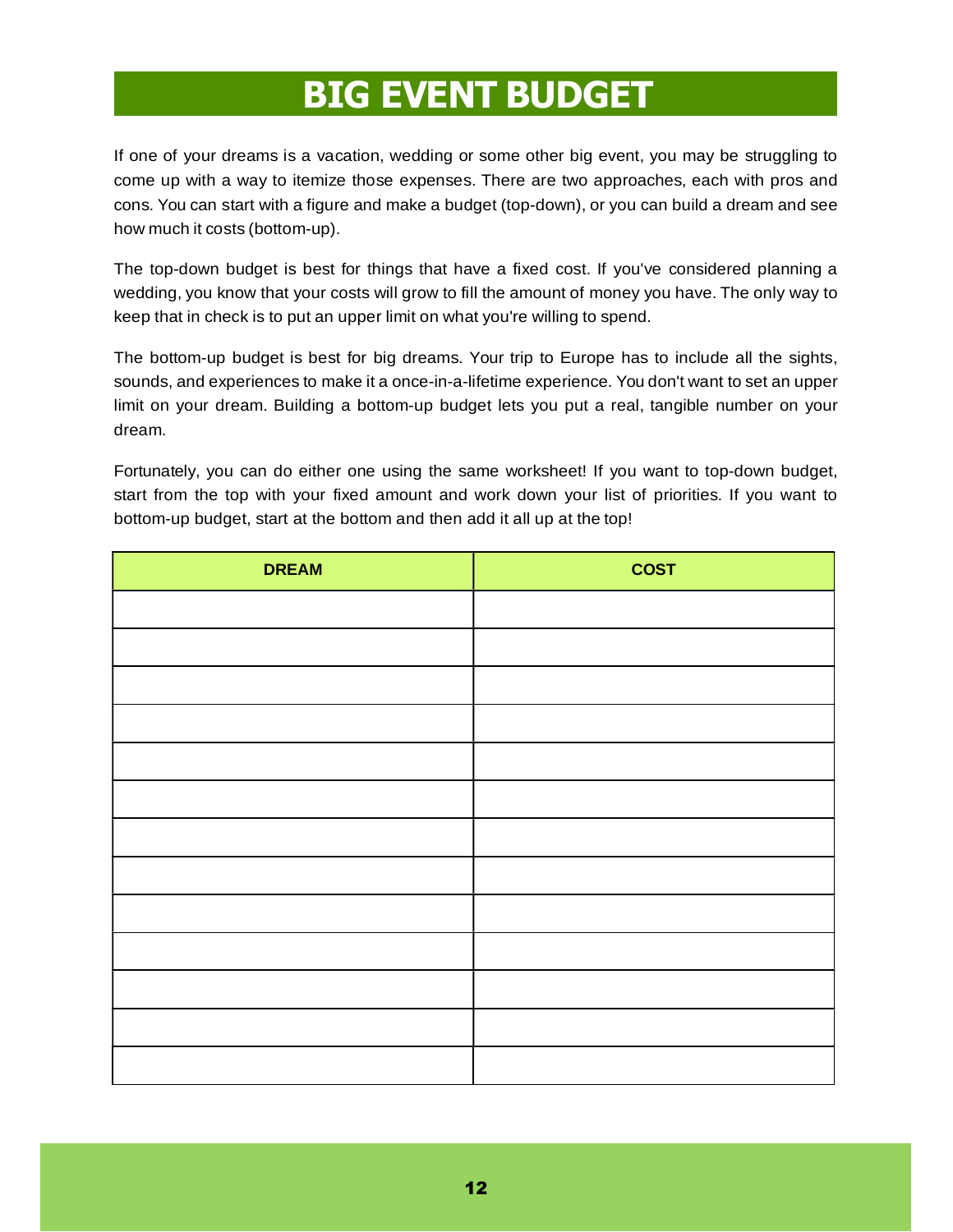# BIG EVENT BUDGET

If one of your dreams is a vacation, wedding or some other big event, you may be struggling to come up with a way to itemize those expenses. There are two approaches, each with pros and cons. You can start with a figure and make a budget (top-down), or you can build a dream and see how much it costs (bottom-up).

The top-down budget is best for things that have a fixed cost. If you've considered planning a wedding, you know that your costs will grow to fill the amount of money you have. The only way to keep that in check is to put an upper limit on what you're willing to spend.

The bottom-up budget is best for big dreams. Your trip to Europe has to include all the sights, sounds, and experiences to make it a once-in-a-lifetime experience. You don't want to set an upper limit on your dream. Building a bottom-up budget lets you put a real, tangible number on your dream.

Fortunately, you can do either one using the same worksheet! If you want to top-down budget, start from the top with your fixed amount and work down your list of priorities. If you want to bottom-up budget, start at the bottom and then add it all up at the top!

| DREAM | COST |
|---|---|
| | |
| | |
| | |
| | |
| | |
| | |
| | |
| | |
| | |
| | |
| | |
| | |
| | |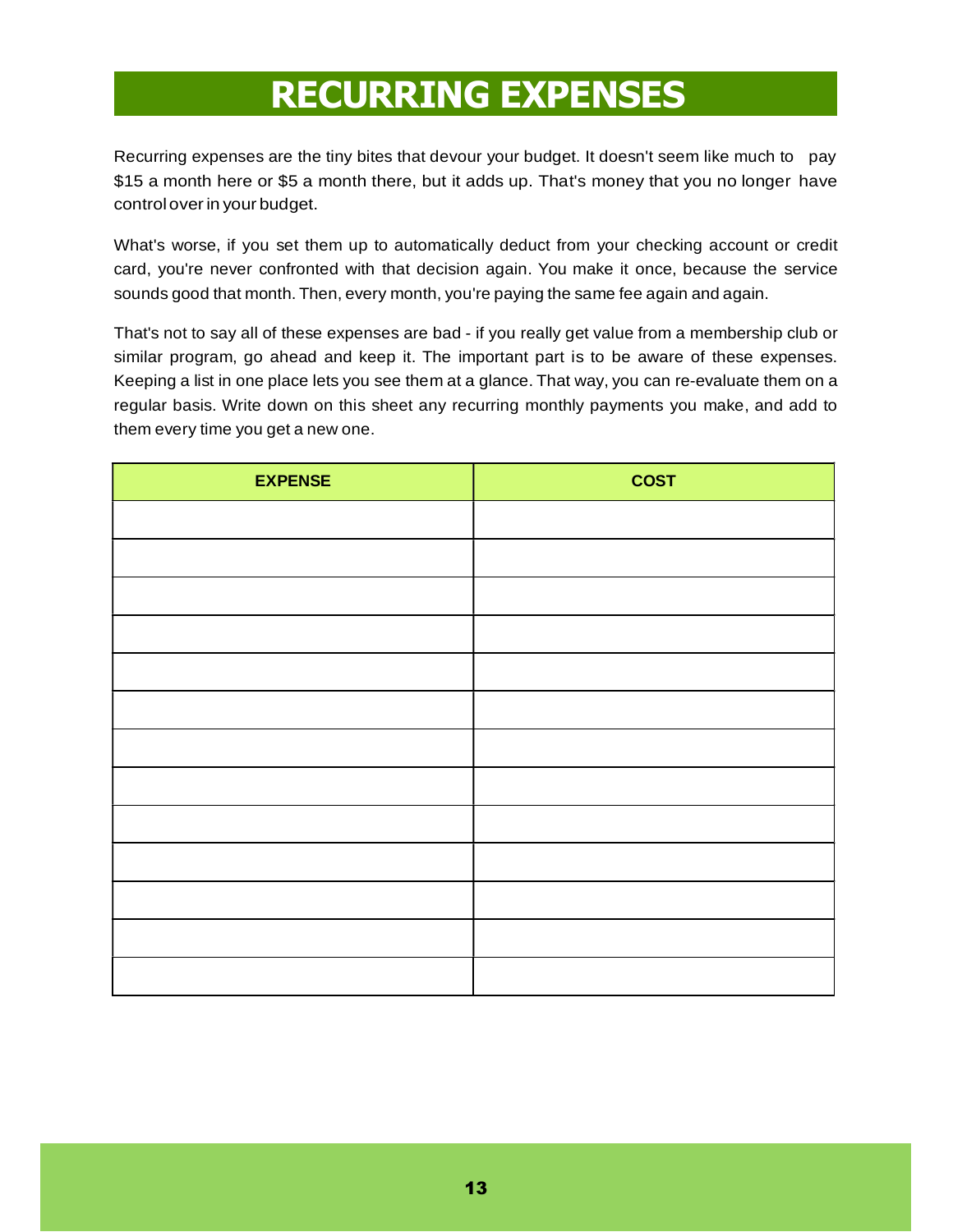# RECURRING EXPENSES

Recurring expenses are the tiny bites that devour your budget. It doesn't seem like much to pay $15 a month here or $5 a month there, but it adds up. That's money that you no longer have control over in your budget.

What's worse, if you set them up to automatically deduct from your checking account or credit card, you're never confronted with that decision again. You make it once, because the service sounds good that month. Then, every month, you're paying the same fee again and again.

That's not to say all of these expenses are bad - if you really get value from a membership club or similar program, go ahead and keep it. The important part is to be aware of these expenses. Keeping a list in one place lets you see them at a glance. That way, you can re-evaluate them on a regular basis. Write down on this sheet any recurring monthly payments you make, and add to them every time you get a new one.

| EXPENSE | COST |
| --- | --- |
| | |
| | |
| | |
| | |
| | |
| | |
| | |
| | |
| | |
| | |
| | |
| | |
| | |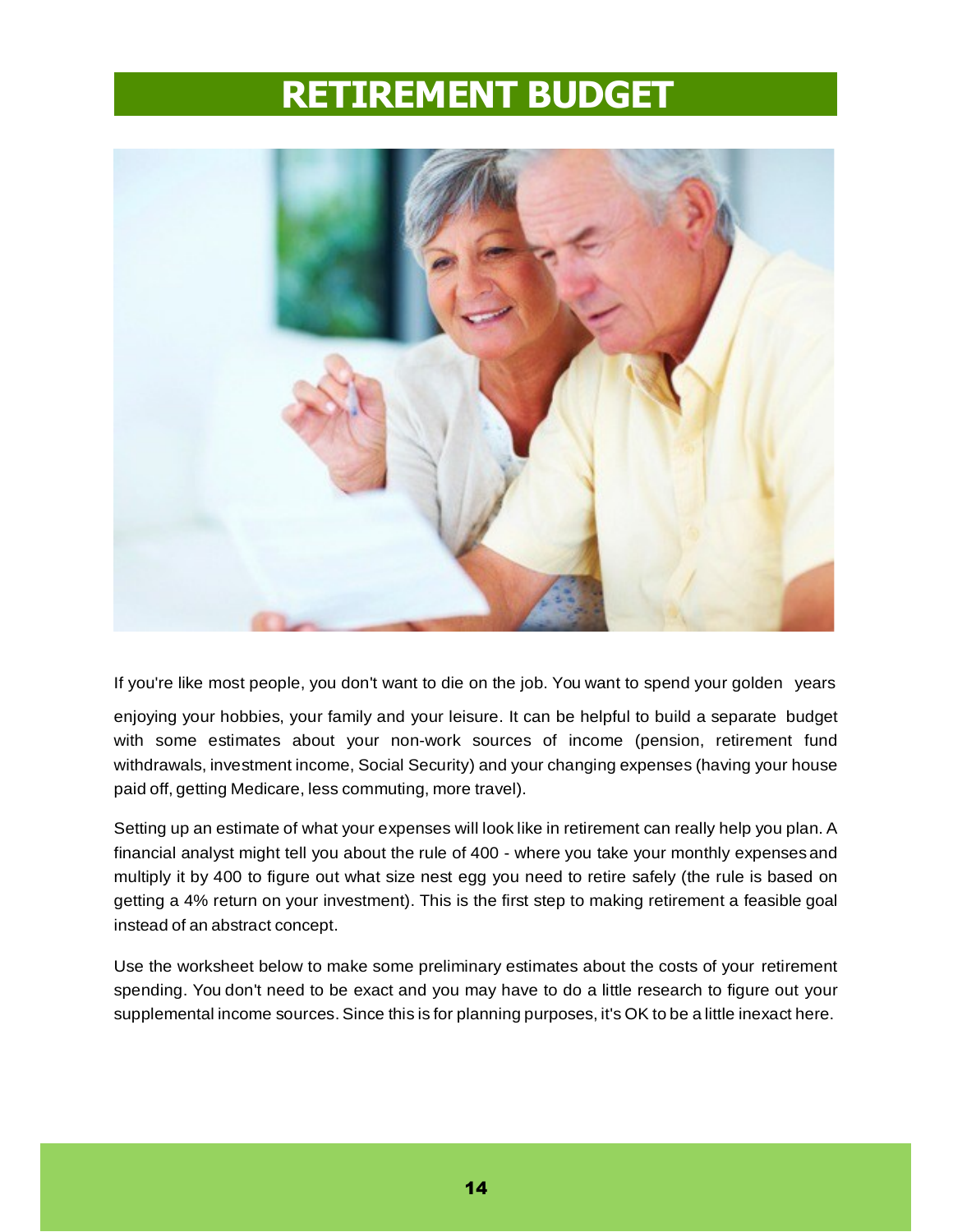# RETIREMENT BUDGET

If you're like most people, you don't want to die on the job. You want to spend your golden years enjoying your hobbies, your family and your leisure. It can be helpful to build a separate budget with some estimates about your non-work sources of income (pension, retirement fund withdrawals, investment income, Social Security) and your changing expenses (having your house paid off, getting Medicare, less commuting, more travel).

Setting up an estimate of what your expenses will look like in retirement can really help you plan. A financial analyst might tell you about the rule of 400 - where you take your monthly expenses and multiply it by 400 to figure out what size nest egg you need to retire safely (the rule is based on getting a 4% return on your investment). This is the first step to making retirement a feasible goal instead of an abstract concept.

Use the worksheet below to make some preliminary estimates about the costs of your retirement spending. You don't need to be exact and you may have to do a little research to figure out your supplemental income sources. Since this is for planning purposes, it's OK to be a little inexact here.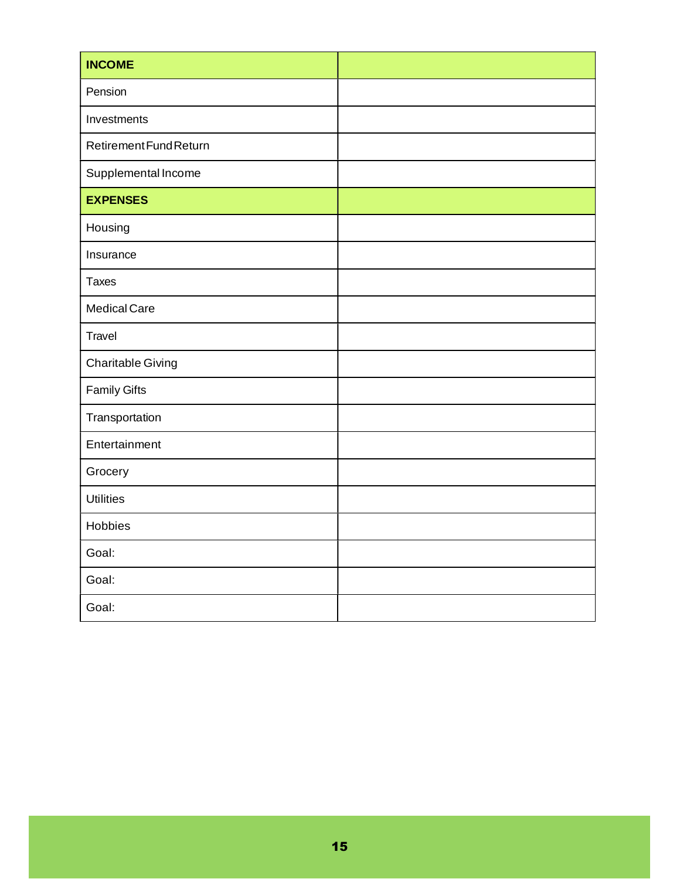| **INCOME** | |
|---|---|
| Pension | |
| Investments | |
| Retirement Fund Return | |
| Supplemental Income | |
| **EXPENSES** | |
| Housing | |
| Insurance | |
| Taxes | |
| Medical Care | |
| Travel | |
| Charitable Giving | |
| Family Gifts | |
| Transportation | |
| Entertainment | |
| Grocery | |
| Utilities | |
| Hobbies | |
| Goal: | |
| Goal: | |
| Goal: | |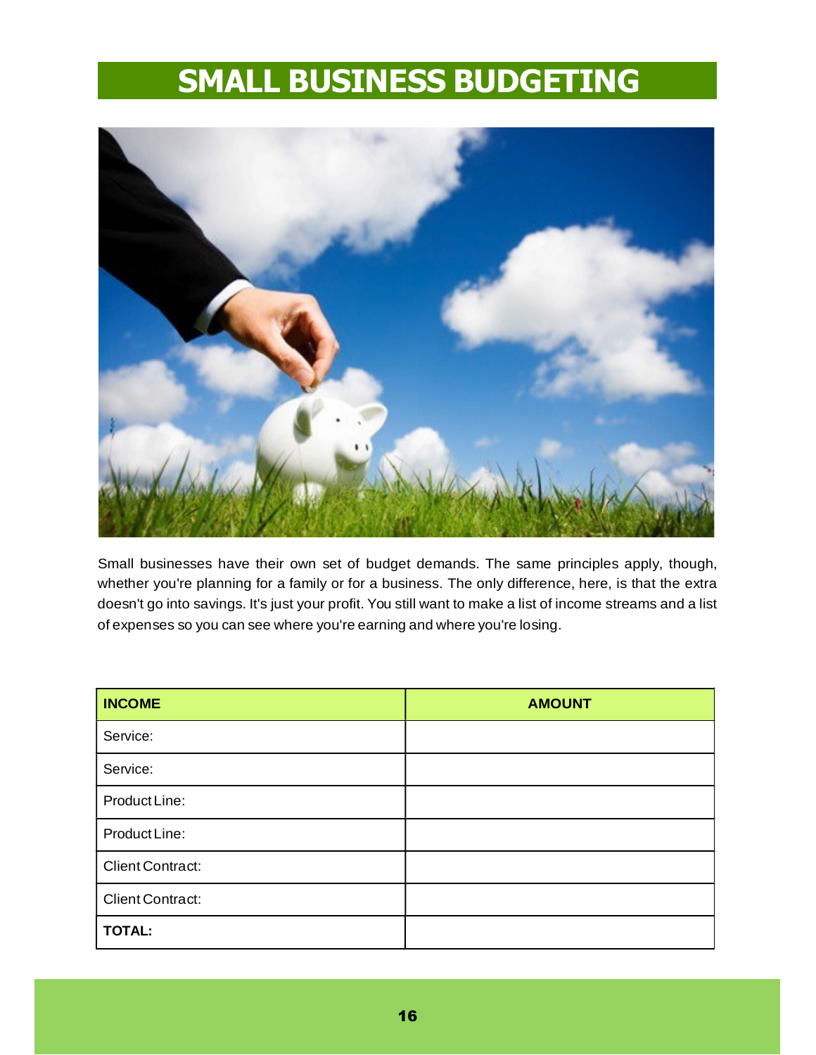# SMALL BUSINESS BUDGETING

Small businesses have their own set of budget demands. The same principles apply, though, whether you're planning for a family or for a business. The only difference, here, is that the extra doesn't go into savings. It's just your profit. You still want to make a list of income streams and a list of expenses so you can see where you're earning and where you're losing.

| INCOME | AMOUNT |
|---|---|
| Service: | |
| Service: | |
| Product Line: | |
| Product Line: | |
| Client Contract: | |
| Client Contract: | |
| **TOTAL:** | |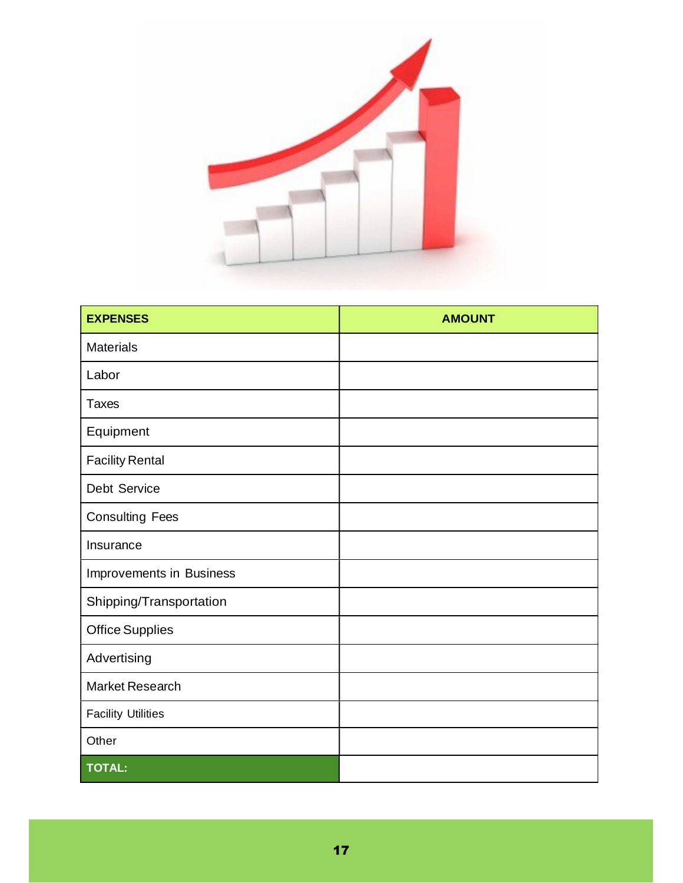| EXPENSES | AMOUNT |
|---|---|
| Materials | |
| Labor | |
| Taxes | |
| Equipment | |
| Facility Rental | |
| Debt Service | |
| Consulting Fees | |
| Insurance | |
| Improvements in Business | |
| Shipping/Transportation | |
| Office Supplies | |
| Advertising | |
| Market Research | |
| Facility Utilities | |
| Other | |
| **TOTAL:** | |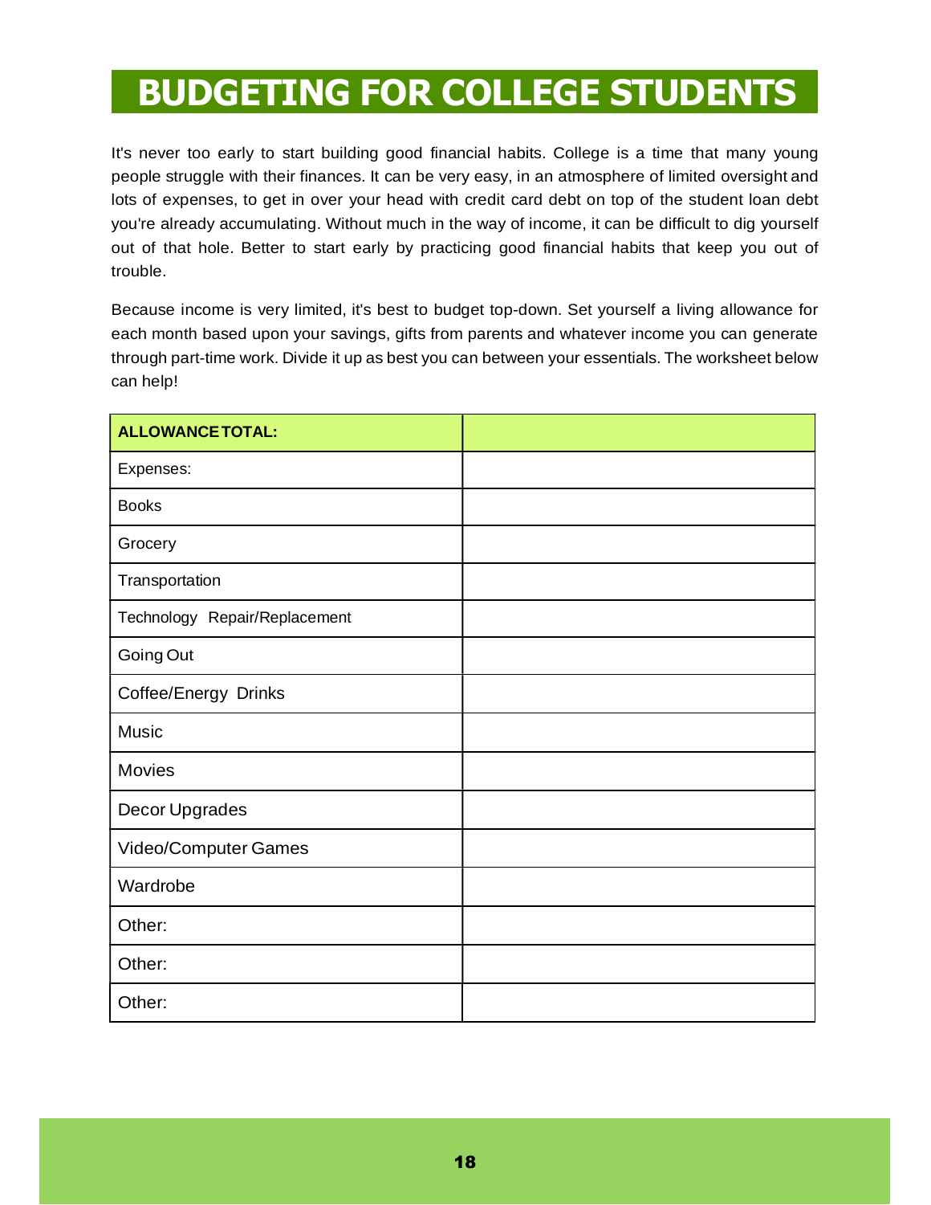# BUDGETING FOR COLLEGE STUDENTS

It's never too early to start building good financial habits. College is a time that many young people struggle with their finances. It can be very easy, in an atmosphere of limited oversight and lots of expenses, to get in over your head with credit card debt on top of the student loan debt you're already accumulating. Without much in the way of income, it can be difficult to dig yourself out of that hole. Better to start early by practicing good financial habits that keep you out of trouble.

Because income is very limited, it's best to budget top-down. Set yourself a living allowance for each month based upon your savings, gifts from parents and whatever income you can generate through part-time work. Divide it up as best you can between your essentials. The worksheet below can help!

| **ALLOWANCE TOTAL:** | |
| --- | --- |
| Expenses: | |
| Books | |
| Grocery | |
| Transportation | |
| Technology Repair/Replacement | |
| Going Out | |
| Coffee/Energy Drinks | |
| Music | |
| Movies | |
| Decor Upgrades | |
| Video/Computer Games | |
| Wardrobe | |
| Other: | |
| Other: | |
| Other: | |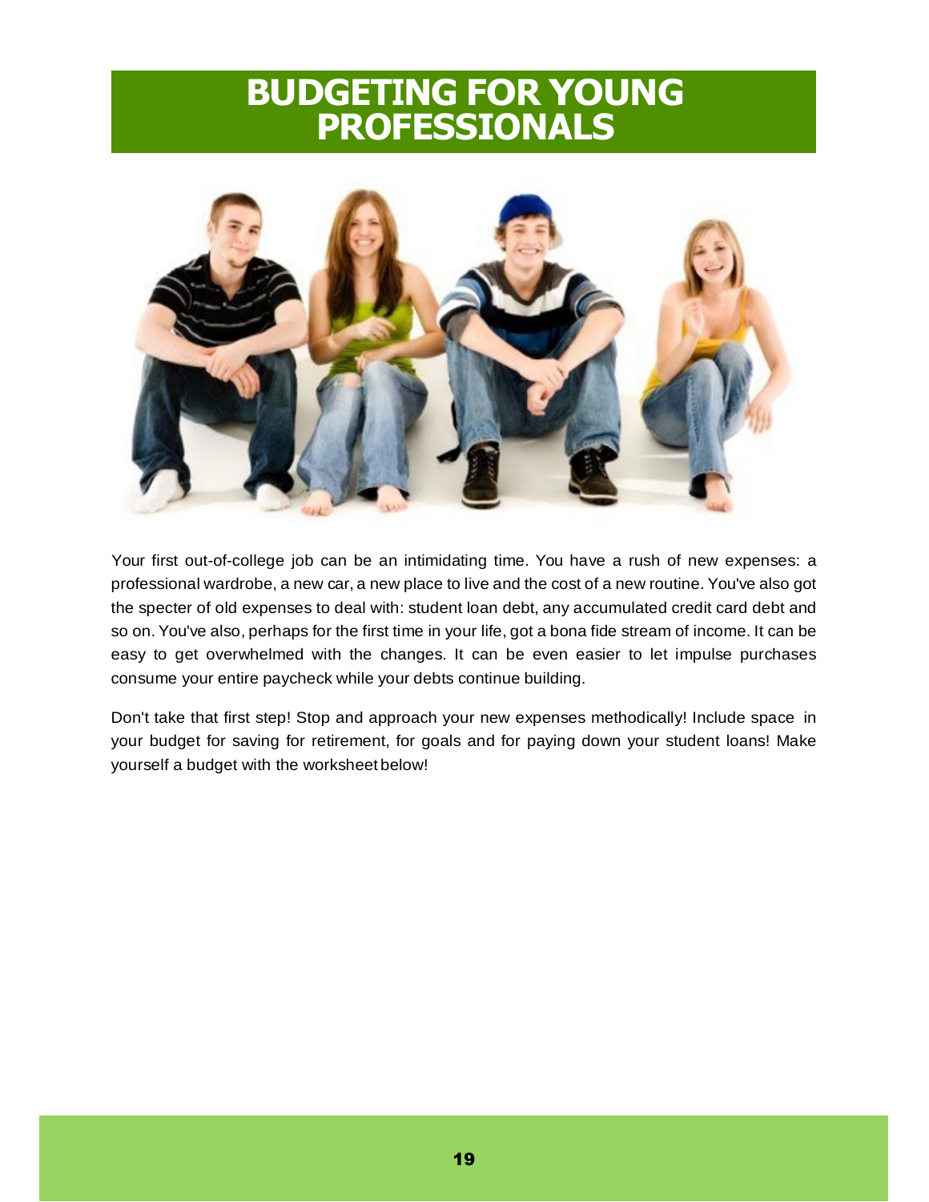# BUDGETING FOR YOUNG PROFESSIONALS

Your first out-of-college job can be an intimidating time. You have a rush of new expenses: a professional wardrobe, a new car, a new place to live and the cost of a new routine. You've also got the specter of old expenses to deal with: student loan debt, any accumulated credit card debt and so on. You've also, perhaps for the first time in your life, got a bona fide stream of income. It can be easy to get overwhelmed with the changes. It can be even easier to let impulse purchases consume your entire paycheck while your debts continue building.

Don't take that first step! Stop and approach your new expenses methodically! Include space in your budget for saving for retirement, for goals and for paying down your student loans! Make yourself a budget with the worksheet below!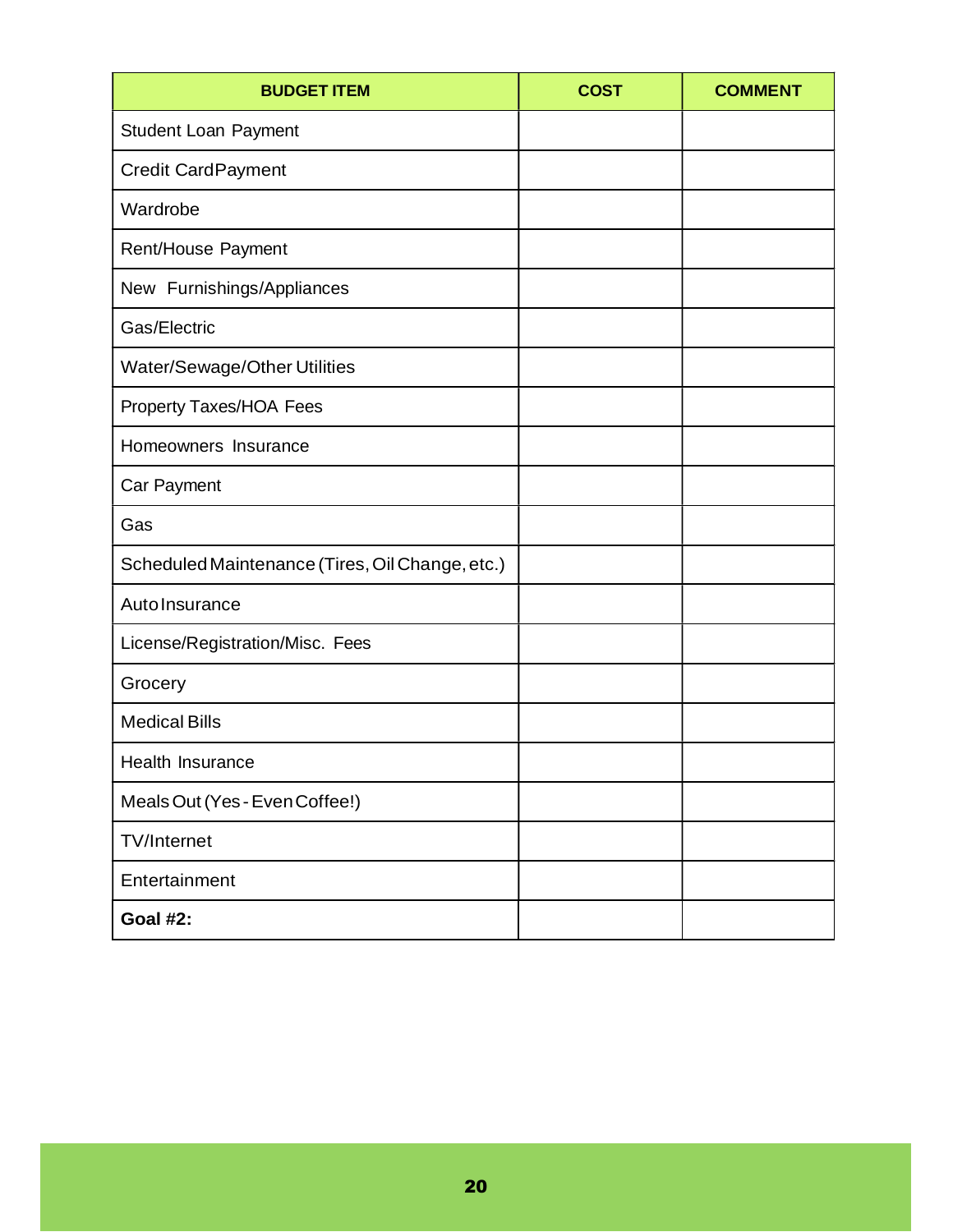| BUDGET ITEM | COST | COMMENT |
|---|---|---|
| Student Loan Payment | | |
| Credit CardPayment | | |
| Wardrobe | | |
| Rent/House Payment | | |
| New Furnishings/Appliances | | |
| Gas/Electric | | |
| Water/Sewage/Other Utilities | | |
| Property Taxes/HOA Fees | | |
| Homeowners Insurance | | |
| Car Payment | | |
| Gas | | |
| Scheduled Maintenance (Tires, Oil Change, etc.) | | |
| Auto Insurance | | |
| License/Registration/Misc. Fees | | |
| Grocery | | |
| Medical Bills | | |
| Health Insurance | | |
| Meals Out (Yes - Even Coffee!) | | |
| TV/Internet | | |
| Entertainment | | |
| **Goal #2:** | | |